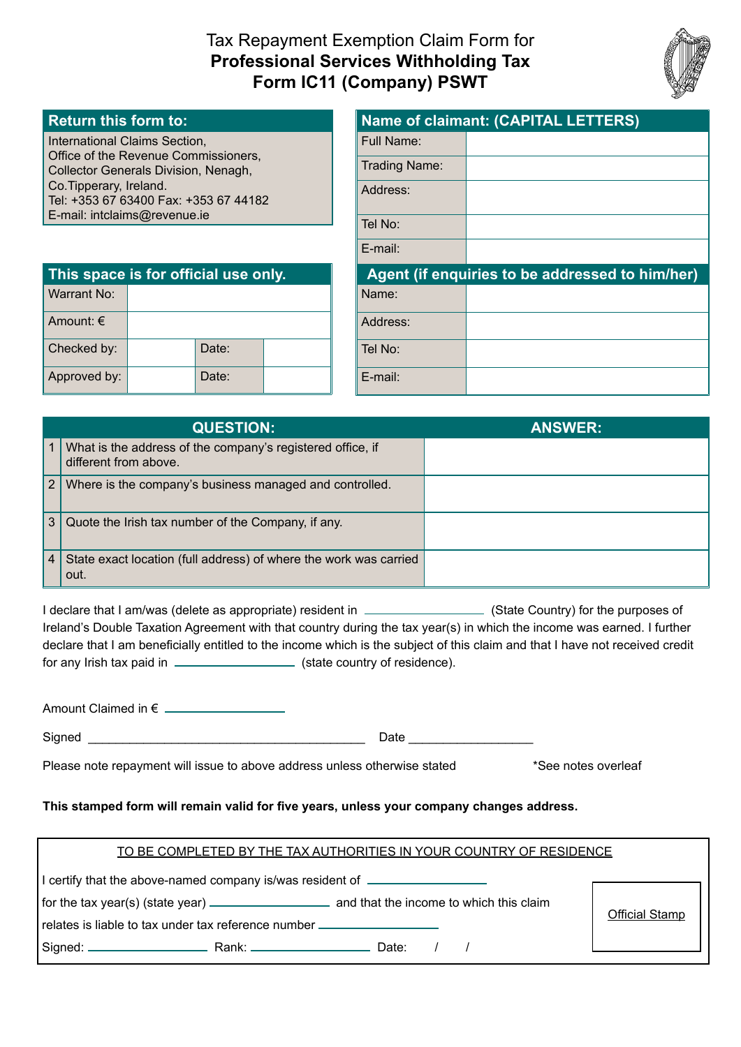# Tax Repayment Exemption Claim Form for **Professional Services Withholding Tax** **Form IC11 (Company) PSWT**

| Return this form to: |
|---|
| International Claims Section,<br>Office of the Revenue Commissioners,<br>Collector Generals Division, Nenagh,<br>Co.Tipperary, Ireland.<br>Tel: +353 67 63400 Fax: +353 67 44182<br>E-mail: intclaims@revenue.ie |

| This space is for official use only. | | | |
|---|---|---|---|
| Warrant No: | | | |
| Amount: € | | | |
| Checked by: | | Date: | |
| Approved by: | | Date: | |

| Name of claimant: (CAPITAL LETTERS) | |
|---|---|
| Full Name: | |
| Trading Name: | |
| Address: | |
| Tel No: | |
| E-mail: | |

| Agent (if enquiries to be addressed to him/her) | |
|---|---|
| Name: | |
| Address: | |
| Tel No: | |
| E-mail: | |

| | QUESTION: | ANSWER: |
|---|---|---|
| 1 | What is the address of the company's registered office, if different from above. | |
| 2 | Where is the company's business managed and controlled. | |
| 3 | Quote the Irish tax number of the Company, if any. | |
| 4 | State exact location (full address) of where the work was carried out. | |

I declare that I am/was (delete as appropriate) resident in ________________ (State Country) for the purposes of Ireland's Double Taxation Agreement with that country during the tax year(s) in which the income was earned. I further declare that I am beneficially entitled to the income which is the subject of this claim and that I have not received credit for any Irish tax paid in ________________ (state country of residence).

Amount Claimed in € ________________

Signed ________________________________________ Date __________________

Please note repayment will issue to above address unless otherwise stated

*See notes overleaf

**This stamped form will remain valid for five years, unless your company changes address.**

TO BE COMPLETED BY THE TAX AUTHORITIES IN YOUR COUNTRY OF RESIDENCE

I certify that the above-named company is/was resident of ________________

for the tax year(s) (state year) ________________ and that the income to which this claim

relates is liable to tax under tax reference number ________________

Signed: ________________ Rank: ________________ Date: / /

Official Stamp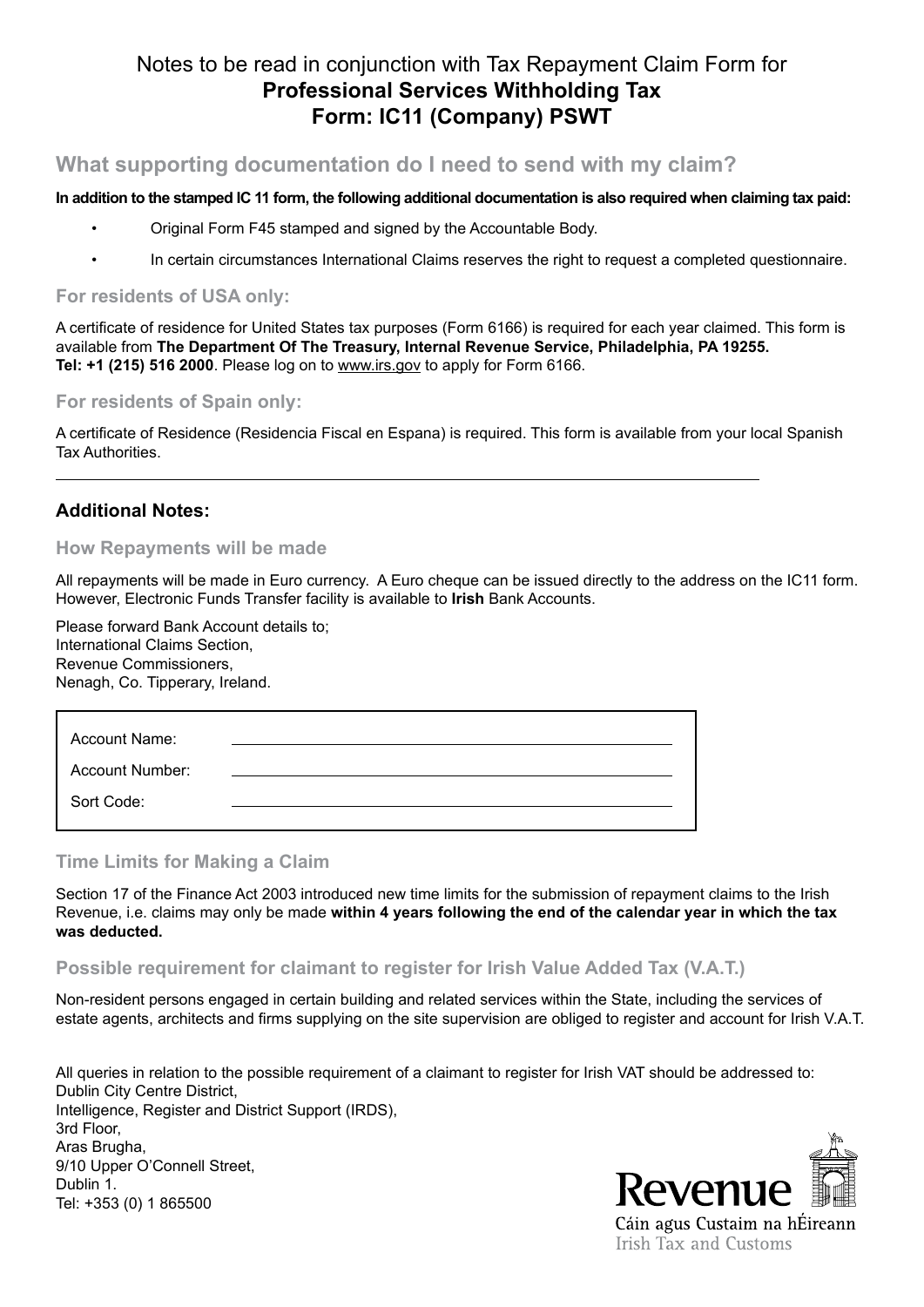Notes to be read in conjunction with Tax Repayment Claim Form for
**Professional Services Withholding Tax**
**Form: IC11 (Company) PSWT**

## What supporting documentation do I need to send with my claim?

**In addition to the stamped IC 11 form, the following additional documentation is also required when claiming tax paid:**

- Original Form F45 stamped and signed by the Accountable Body.
- In certain circumstances International Claims reserves the right to request a completed questionnaire.

### For residents of USA only:

A certificate of residence for United States tax purposes (Form 6166) is required for each year claimed. This form is available from **The Department Of The Treasury, Internal Revenue Service, Philadelphia, PA 19255.**
**Tel: +1 (215) 516 2000**. Please log on to www.irs.gov to apply for Form 6166.

### For residents of Spain only:

A certificate of Residence (Residencia Fiscal en Espana) is required. This form is available from your local Spanish Tax Authorities.

---

## Additional Notes:

### How Repayments will be made

All repayments will be made in Euro currency. A Euro cheque can be issued directly to the address on the IC11 form. However, Electronic Funds Transfer facility is available to **Irish** Bank Accounts.

Please forward Bank Account details to;
International Claims Section,
Revenue Commissioners,
Nenagh, Co. Tipperary, Ireland.

| | |
|---|---|
| Account Name: | |
| Account Number: | |
| Sort Code: | |

### Time Limits for Making a Claim

Section 17 of the Finance Act 2003 introduced new time limits for the submission of repayment claims to the Irish Revenue, i.e. claims may only be made **within 4 years following the end of the calendar year in which the tax was deducted.**

### Possible requirement for claimant to register for Irish Value Added Tax (V.A.T.)

Non-resident persons engaged in certain building and related services within the State, including the services of estate agents, architects and firms supplying on the site supervision are obliged to register and account for Irish V.A.T.

All queries in relation to the possible requirement of a claimant to register for Irish VAT should be addressed to:
Dublin City Centre District,
Intelligence, Register and District Support (IRDS),
3rd Floor,
Aras Brugha,
9/10 Upper O'Connell Street,
Dublin 1.
Tel: +353 (0) 1 865500

Revenue
Cáin agus Custaim na hÉireann
Irish Tax and Customs